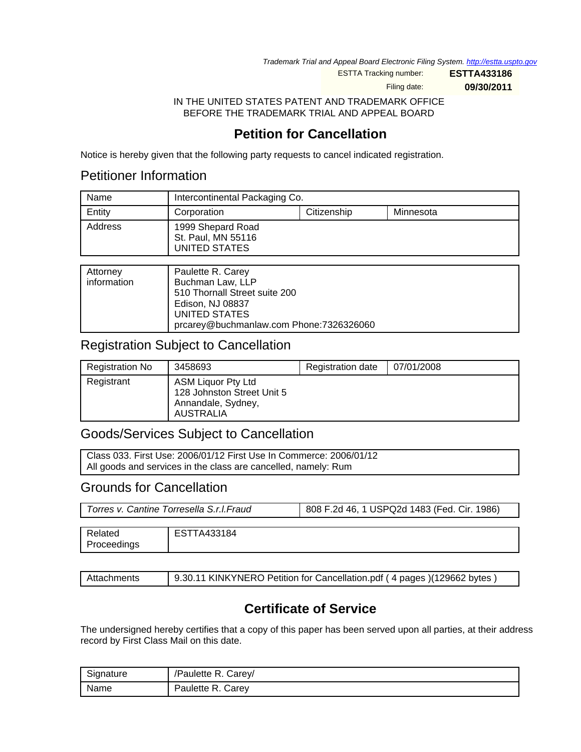Trademark Trial and Appeal Board Electronic Filing System. http://estta.uspto.gov

ESTTA Tracking number: **ESTTA433186**

Filing date: **09/30/2011**

IN THE UNITED STATES PATENT AND TRADEMARK OFFICE
BEFORE THE TRADEMARK TRIAL AND APPEAL BOARD

# Petition for Cancellation

Notice is hereby given that the following party requests to cancel indicated registration.

## Petitioner Information

| Name | Intercontinental Packaging Co. | | |
|---|---|---|---|
| Entity | Corporation | Citizenship | Minnesota |
| Address | 1999 Shepard Road<br>St. Paul, MN 55116<br>UNITED STATES | | |

| Attorney information | Paulette R. Carey<br>Buchman Law, LLP<br>510 Thornall Street suite 200<br>Edison, NJ 08837<br>UNITED STATES<br>prcarey@buchmanlaw.com Phone:7326326060 |
|---|---|

## Registration Subject to Cancellation

| Registration No | 3458693 | Registration date | 07/01/2008 |
|---|---|---|---|
| Registrant | ASM Liquor Pty Ltd<br>128 Johnston Street Unit 5<br>Annandale, Sydney,<br>AUSTRALIA | | |

## Goods/Services Subject to Cancellation

Class 033. First Use: 2006/01/12 First Use In Commerce: 2006/01/12
All goods and services in the class are cancelled, namely: Rum

## Grounds for Cancellation

| *Torres v. Cantine Torresella S.r.l.Fraud* | 808 F.2d 46, 1 USPQ2d 1483 (Fed. Cir. 1986) |
|---|---|

| Related Proceedings | ESTTA433184 |
|---|---|

| Attachments | 9.30.11 KINKYNERO Petition for Cancellation.pdf ( 4 pages )(129662 bytes ) |
|---|---|

# Certificate of Service

The undersigned hereby certifies that a copy of this paper has been served upon all parties, at their address record by First Class Mail on this date.

| Signature | /Paulette R. Carey/ |
|---|---|
| Name | Paulette R. Carey |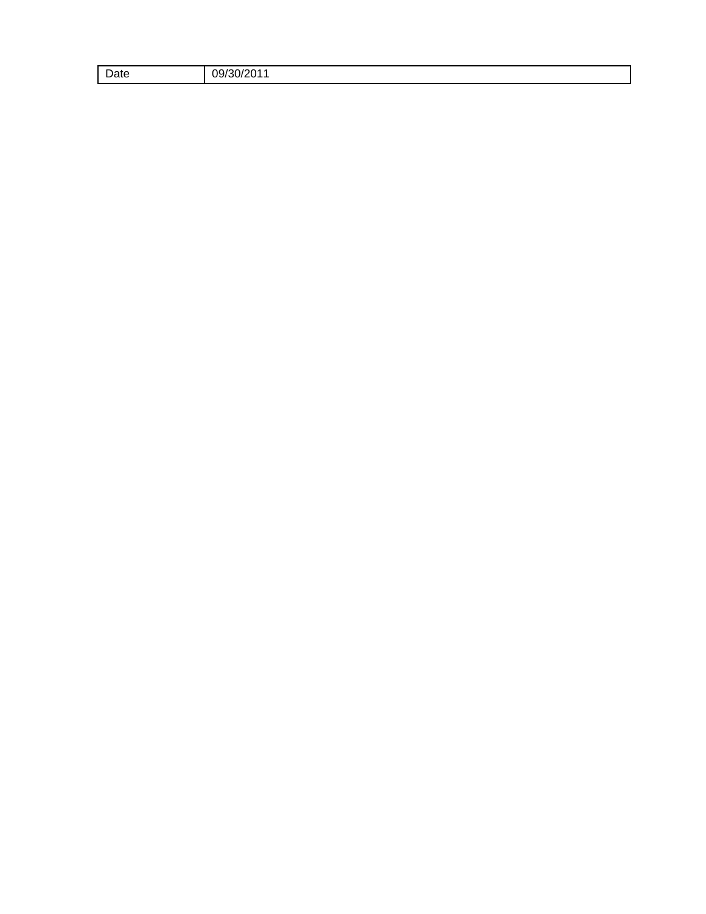| Date | 09/30/2011 |
| --- | --- |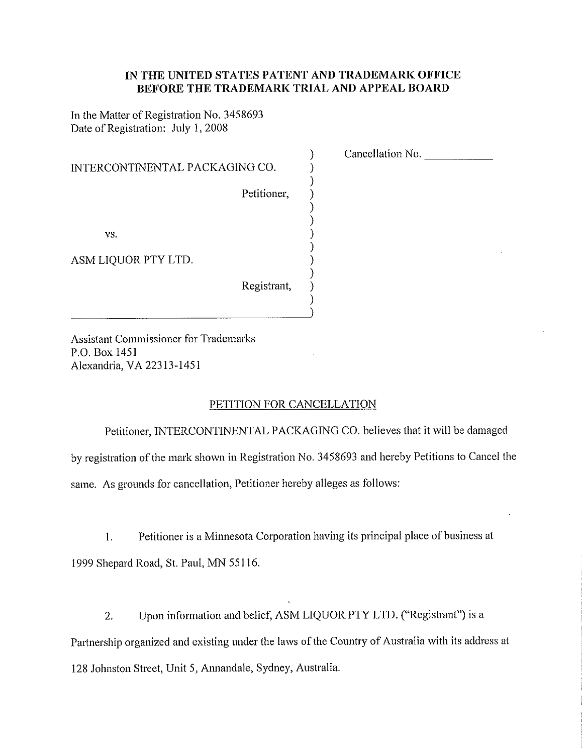**IN THE UNITED STATES PATENT AND TRADEMARK OFFICE**
**BEFORE THE TRADEMARK TRIAL AND APPEAL BOARD**

In the Matter of Registration No. 3458693
Date of Registration: July 1, 2008

| | |
|---|---|
| INTERCONTINENTAL PACKAGING CO.<br><br>Petitioner,<br><br>vs.<br><br>ASM LIQUOR PTY LTD.<br><br>Registrant, | Cancellation No. ___________ |

Assistant Commissioner for Trademarks
P.O. Box 1451
Alexandria, VA 22313-1451

PETITION FOR CANCELLATION

Petitioner, INTERCONTINENTAL PACKAGING CO. believes that it will be damaged by registration of the mark shown in Registration No. 3458693 and hereby Petitions to Cancel the same. As grounds for cancellation, Petitioner hereby alleges as follows:

1. Petitioner is a Minnesota Corporation having its principal place of business at 1999 Shepard Road, St. Paul, MN 55116.

2. Upon information and belief, ASM LIQUOR PTY LTD. ("Registrant") is a Partnership organized and existing under the laws of the Country of Australia with its address at 128 Johnston Street, Unit 5, Annandale, Sydney, Australia.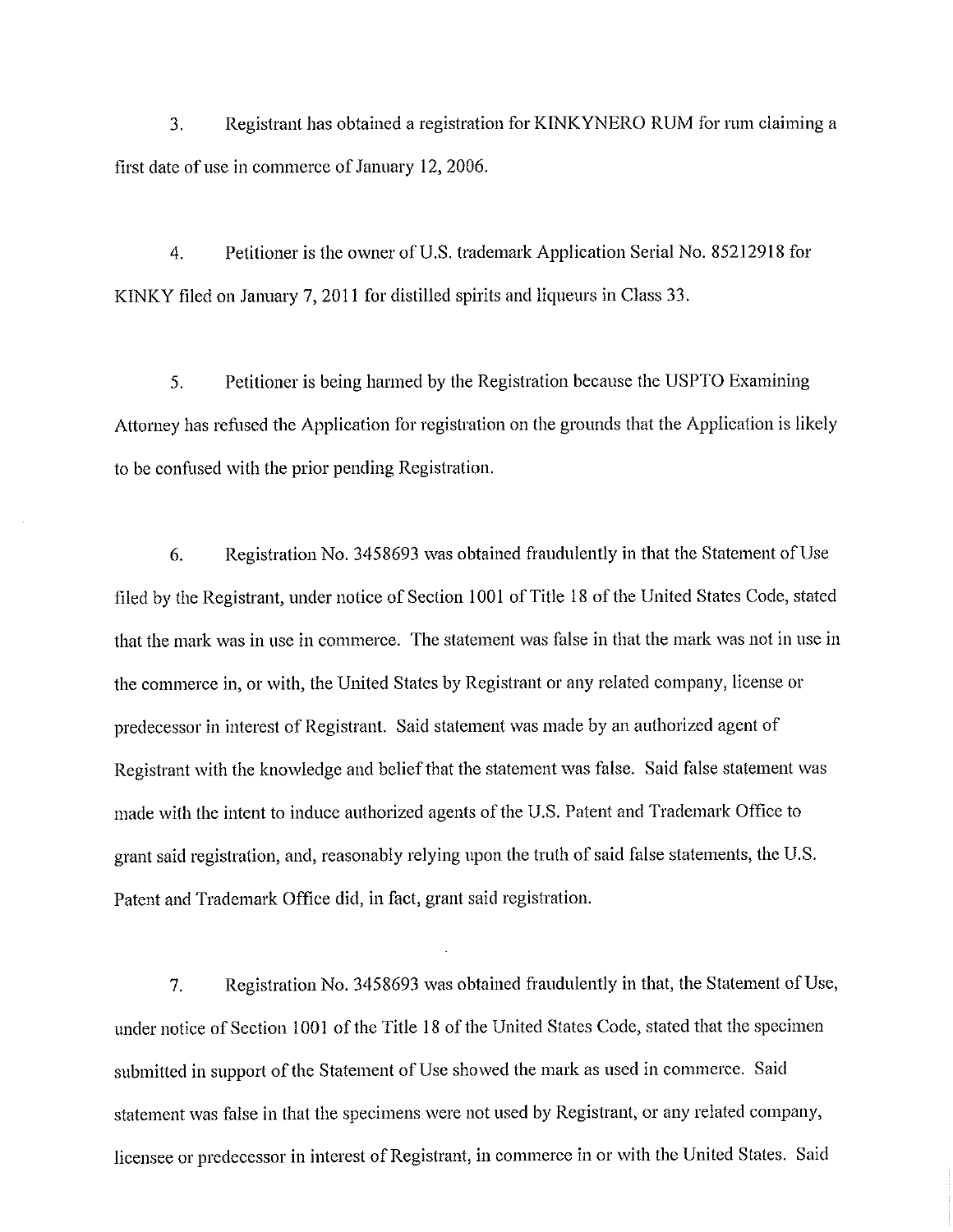3. Registrant has obtained a registration for KINKYNERO RUM for rum claiming a first date of use in commerce of January 12, 2006.

4. Petitioner is the owner of U.S. trademark Application Serial No. 85212918 for KINKY filed on January 7, 2011 for distilled spirits and liqueurs in Class 33.

5. Petitioner is being harmed by the Registration because the USPTO Examining Attorney has refused the Application for registration on the grounds that the Application is likely to be confused with the prior pending Registration.

6. Registration No. 3458693 was obtained fraudulently in that the Statement of Use filed by the Registrant, under notice of Section 1001 of Title 18 of the United States Code, stated that the mark was in use in commerce. The statement was false in that the mark was not in use in the commerce in, or with, the United States by Registrant or any related company, license or predecessor in interest of Registrant. Said statement was made by an authorized agent of Registrant with the knowledge and belief that the statement was false. Said false statement was made with the intent to induce authorized agents of the U.S. Patent and Trademark Office to grant said registration, and, reasonably relying upon the truth of said false statements, the U.S. Patent and Trademark Office did, in fact, grant said registration.

7. Registration No. 3458693 was obtained fraudulently in that, the Statement of Use, under notice of Section 1001 of the Title 18 of the United States Code, stated that the specimen submitted in support of the Statement of Use showed the mark as used in commerce. Said statement was false in that the specimens were not used by Registrant, or any related company, licensee or predecessor in interest of Registrant, in commerce in or with the United States. Said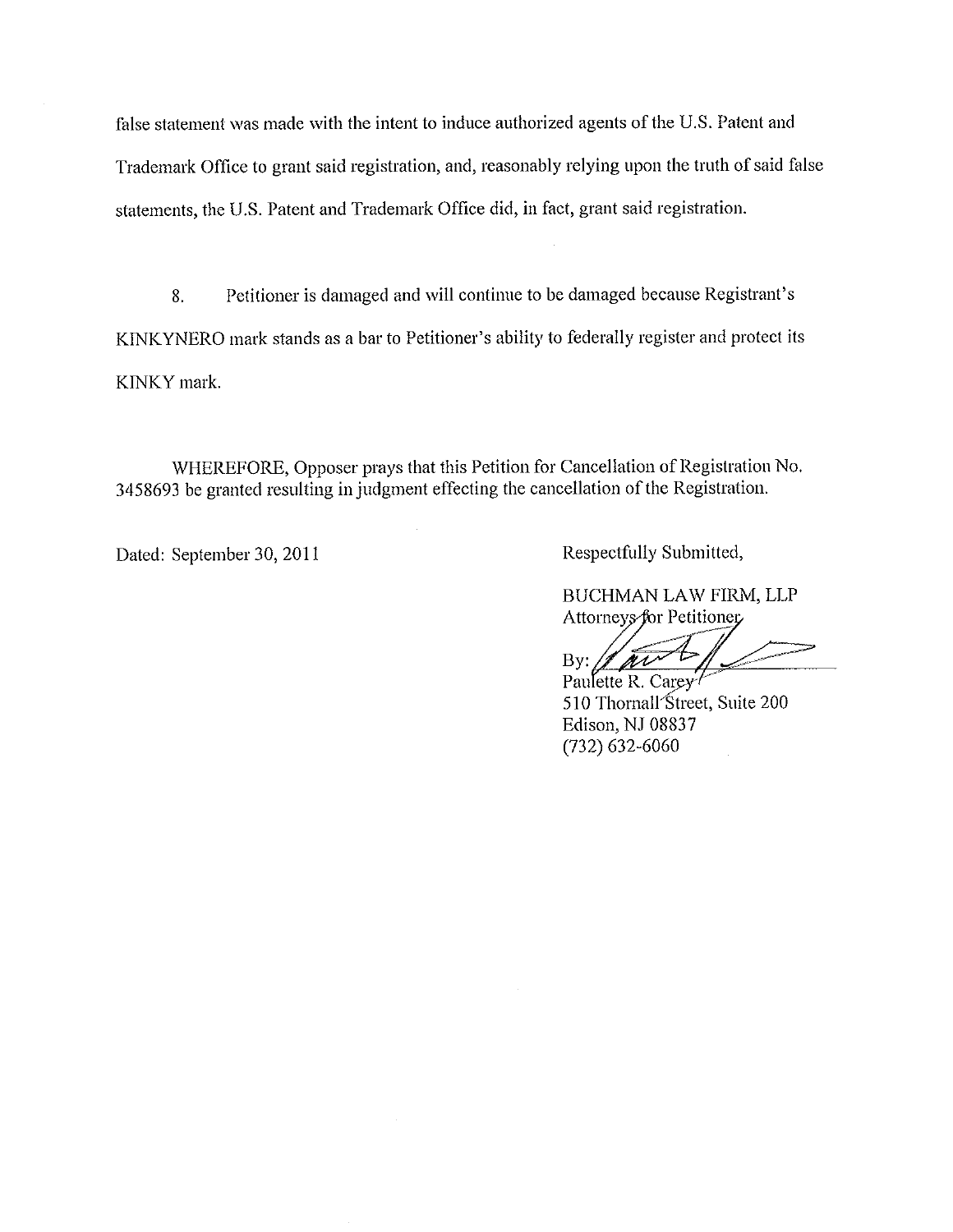false statement was made with the intent to induce authorized agents of the U.S. Patent and Trademark Office to grant said registration, and, reasonably relying upon the truth of said false statements, the U.S. Patent and Trademark Office did, in fact, grant said registration.

8. Petitioner is damaged and will continue to be damaged because Registrant's KINKYNERO mark stands as a bar to Petitioner's ability to federally register and protect its KINKY mark.

WHEREFORE, Opposer prays that this Petition for Cancellation of Registration No. 3458693 be granted resulting in judgment effecting the cancellation of the Registration.

Dated: September 30, 2011

Respectfully Submitted,

BUCHMAN LAW FIRM, LLP
Attorneys for Petitioner

By: 
Paulette R. Carey
510 Thornall Street, Suite 200
Edison, NJ 08837
(732) 632-6060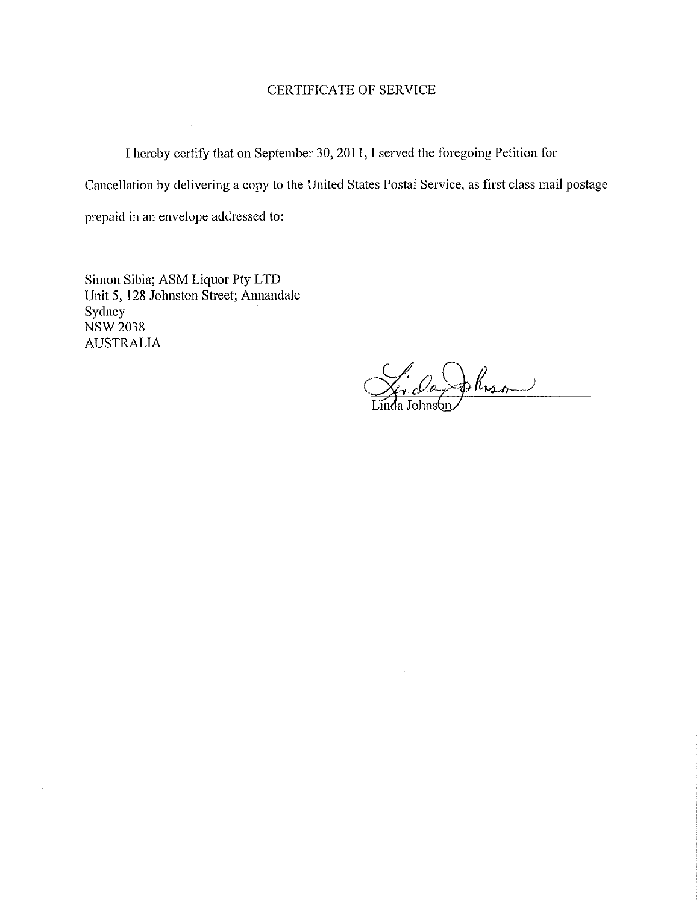# CERTIFICATE OF SERVICE

I hereby certify that on September 30, 2011, I served the foregoing Petition for Cancellation by delivering a copy to the United States Postal Service, as first class mail postage prepaid in an envelope addressed to:

Simon Sibia; ASM Liquor Pty LTD
Unit 5, 128 Johnston Street; Annandale
Sydney
NSW 2038
AUSTRALIA

Linda Johnson